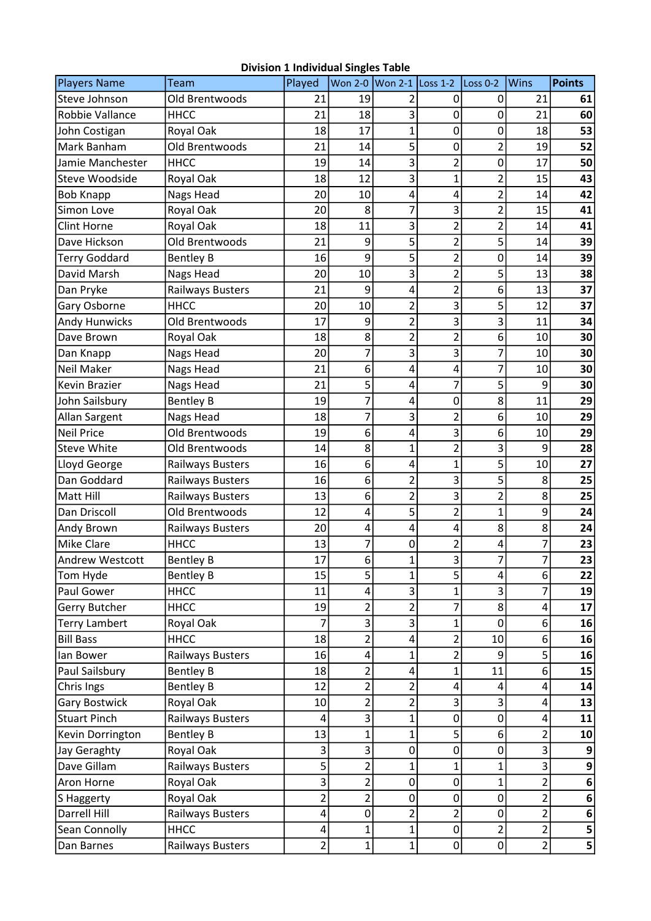**Division 1 Individual Singles Table**

| Players Name | Team | Played | Won 2-0 | Won 2-1 | Loss 1-2 | Loss 0-2 | Wins | Points |
|---|---|---|---|---|---|---|---|---|
| Steve Johnson | Old Brentwoods | 21 | 19 | 2 | 0 | 0 | 21 | **61** |
| Robbie Vallance | HHCC | 21 | 18 | 3 | 0 | 0 | 21 | **60** |
| John Costigan | Royal Oak | 18 | 17 | 1 | 0 | 0 | 18 | **53** |
| Mark Banham | Old Brentwoods | 21 | 14 | 5 | 0 | 2 | 19 | **52** |
| Jamie Manchester | HHCC | 19 | 14 | 3 | 2 | 0 | 17 | **50** |
| Steve Woodside | Royal Oak | 18 | 12 | 3 | 1 | 2 | 15 | **43** |
| Bob Knapp | Nags Head | 20 | 10 | 4 | 4 | 2 | 14 | **42** |
| Simon Love | Royal Oak | 20 | 8 | 7 | 3 | 2 | 15 | **41** |
| Clint Horne | Royal Oak | 18 | 11 | 3 | 2 | 2 | 14 | **41** |
| Dave Hickson | Old Brentwoods | 21 | 9 | 5 | 2 | 5 | 14 | **39** |
| Terry Goddard | Bentley B | 16 | 9 | 5 | 2 | 0 | 14 | **39** |
| David Marsh | Nags Head | 20 | 10 | 3 | 2 | 5 | 13 | **38** |
| Dan Pryke | Railways Busters | 21 | 9 | 4 | 2 | 6 | 13 | **37** |
| Gary Osborne | HHCC | 20 | 10 | 2 | 3 | 5 | 12 | **37** |
| Andy Hunwicks | Old Brentwoods | 17 | 9 | 2 | 3 | 3 | 11 | **34** |
| Dave Brown | Royal Oak | 18 | 8 | 2 | 2 | 6 | 10 | **30** |
| Dan Knapp | Nags Head | 20 | 7 | 3 | 3 | 7 | 10 | **30** |
| Neil Maker | Nags Head | 21 | 6 | 4 | 4 | 7 | 10 | **30** |
| Kevin Brazier | Nags Head | 21 | 5 | 4 | 7 | 5 | 9 | **30** |
| John Sailsbury | Bentley B | 19 | 7 | 4 | 0 | 8 | 11 | **29** |
| Allan Sargent | Nags Head | 18 | 7 | 3 | 2 | 6 | 10 | **29** |
| Neil Price | Old Brentwoods | 19 | 6 | 4 | 3 | 6 | 10 | **29** |
| Steve White | Old Brentwoods | 14 | 8 | 1 | 2 | 3 | 9 | **28** |
| Lloyd George | Railways Busters | 16 | 6 | 4 | 1 | 5 | 10 | **27** |
| Dan Goddard | Railways Busters | 16 | 6 | 2 | 3 | 5 | 8 | **25** |
| Matt Hill | Railways Busters | 13 | 6 | 2 | 3 | 2 | 8 | **25** |
| Dan Driscoll | Old Brentwoods | 12 | 4 | 5 | 2 | 1 | 9 | **24** |
| Andy Brown | Railways Busters | 20 | 4 | 4 | 4 | 8 | 8 | **24** |
| Mike Clare | HHCC | 13 | 7 | 0 | 2 | 4 | 7 | **23** |
| Andrew Westcott | Bentley B | 17 | 6 | 1 | 3 | 7 | 7 | **23** |
| Tom Hyde | Bentley B | 15 | 5 | 1 | 5 | 4 | 6 | **22** |
| Paul Gower | HHCC | 11 | 4 | 3 | 1 | 3 | 7 | **19** |
| Gerry Butcher | HHCC | 19 | 2 | 2 | 7 | 8 | 4 | **17** |
| Terry Lambert | Royal Oak | 7 | 3 | 3 | 1 | 0 | 6 | **16** |
| Bill Bass | HHCC | 18 | 2 | 4 | 2 | 10 | 6 | **16** |
| Ian Bower | Railways Busters | 16 | 4 | 1 | 2 | 9 | 5 | **16** |
| Paul Sailsbury | Bentley B | 18 | 2 | 4 | 1 | 11 | 6 | **15** |
| Chris Ings | Bentley B | 12 | 2 | 2 | 4 | 4 | 4 | **14** |
| Gary Bostwick | Royal Oak | 10 | 2 | 2 | 3 | 3 | 4 | **13** |
| Stuart Pinch | Railways Busters | 4 | 3 | 1 | 0 | 0 | 4 | **11** |
| Kevin Dorrington | Bentley B | 13 | 1 | 1 | 5 | 6 | 2 | **10** |
| Jay Geraghty | Royal Oak | 3 | 3 | 0 | 0 | 0 | 3 | **9** |
| Dave Gillam | Railways Busters | 5 | 2 | 1 | 1 | 1 | 3 | **9** |
| Aron Horne | Royal Oak | 3 | 2 | 0 | 0 | 1 | 2 | **6** |
| S Haggerty | Royal Oak | 2 | 2 | 0 | 0 | 0 | 2 | **6** |
| Darrell Hill | Railways Busters | 4 | 0 | 2 | 2 | 0 | 2 | **6** |
| Sean Connolly | HHCC | 4 | 1 | 1 | 0 | 2 | 2 | **5** |
| Dan Barnes | Railways Busters | 2 | 1 | 1 | 0 | 0 | 2 | **5** |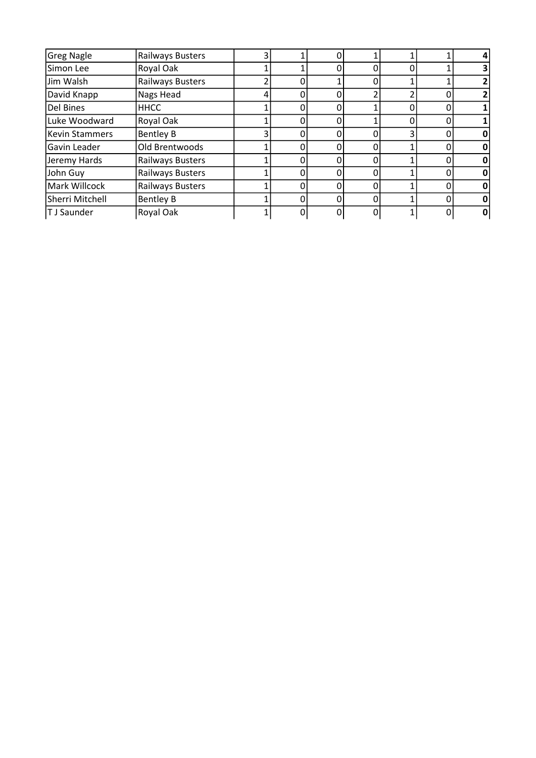| | | | | | | | | |
|---|---|---|---|---|---|---|---|---|
| Greg Nagle | Railways Busters | 3 | 1 | 0 | 1 | 1 | 1 | **4** |
| Simon Lee | Royal Oak | 1 | 1 | 0 | 0 | 0 | 1 | **3** |
| Jim Walsh | Railways Busters | 2 | 0 | 1 | 0 | 1 | 1 | **2** |
| David Knapp | Nags Head | 4 | 0 | 0 | 2 | 2 | 0 | **2** |
| Del Bines | HHCC | 1 | 0 | 0 | 1 | 0 | 0 | **1** |
| Luke Woodward | Royal Oak | 1 | 0 | 0 | 1 | 0 | 0 | **1** |
| Kevin Stammers | Bentley B | 3 | 0 | 0 | 0 | 3 | 0 | **0** |
| Gavin Leader | Old Brentwoods | 1 | 0 | 0 | 0 | 1 | 0 | **0** |
| Jeremy Hards | Railways Busters | 1 | 0 | 0 | 0 | 1 | 0 | **0** |
| John Guy | Railways Busters | 1 | 0 | 0 | 0 | 1 | 0 | **0** |
| Mark Willcock | Railways Busters | 1 | 0 | 0 | 0 | 1 | 0 | **0** |
| Sherri Mitchell | Bentley B | 1 | 0 | 0 | 0 | 1 | 0 | **0** |
| T J Saunder | Royal Oak | 1 | 0 | 0 | 0 | 1 | 0 | **0** |